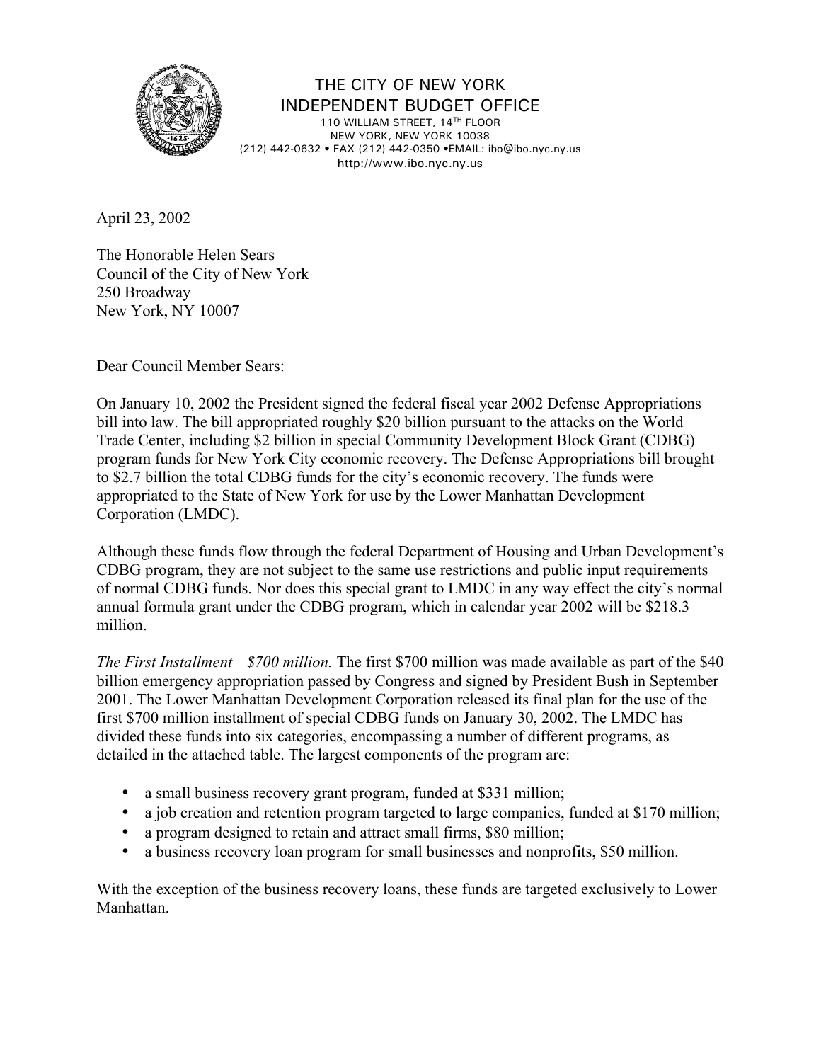# THE CITY OF NEW YORK
## INDEPENDENT BUDGET OFFICE

110 WILLIAM STREET, 14TH FLOOR
NEW YORK, NEW YORK 10038
(212) 442-0632 • FAX (212) 442-0350 •EMAIL: ibo@ibo.nyc.ny.us
http://www.ibo.nyc.ny.us

April 23, 2002

The Honorable Helen Sears
Council of the City of New York
250 Broadway
New York, NY 10007

Dear Council Member Sears:

On January 10, 2002 the President signed the federal fiscal year 2002 Defense Appropriations bill into law. The bill appropriated roughly $20 billion pursuant to the attacks on the World Trade Center, including $2 billion in special Community Development Block Grant (CDBG) program funds for New York City economic recovery. The Defense Appropriations bill brought to $2.7 billion the total CDBG funds for the city's economic recovery. The funds were appropriated to the State of New York for use by the Lower Manhattan Development Corporation (LMDC).

Although these funds flow through the federal Department of Housing and Urban Development's CDBG program, they are not subject to the same use restrictions and public input requirements of normal CDBG funds. Nor does this special grant to LMDC in any way effect the city's normal annual formula grant under the CDBG program, which in calendar year 2002 will be $218.3 million.

*The First Installment—$700 million.* The first $700 million was made available as part of the $40 billion emergency appropriation passed by Congress and signed by President Bush in September 2001. The Lower Manhattan Development Corporation released its final plan for the use of the first $700 million installment of special CDBG funds on January 30, 2002. The LMDC has divided these funds into six categories, encompassing a number of different programs, as detailed in the attached table. The largest components of the program are:

- a small business recovery grant program, funded at $331 million;
- a job creation and retention program targeted to large companies, funded at $170 million;
- a program designed to retain and attract small firms, $80 million;
- a business recovery loan program for small businesses and nonprofits, $50 million.

With the exception of the business recovery loans, these funds are targeted exclusively to Lower Manhattan.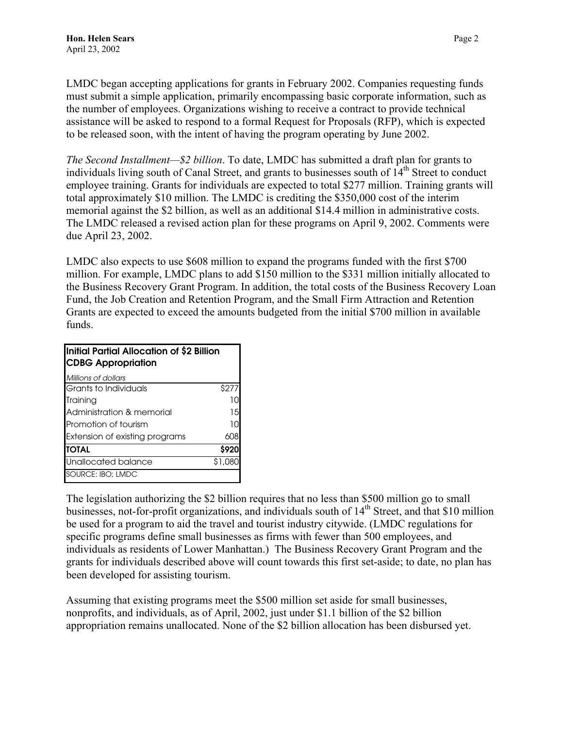LMDC began accepting applications for grants in February 2002. Companies requesting funds must submit a simple application, primarily encompassing basic corporate information, such as the number of employees. Organizations wishing to receive a contract to provide technical assistance will be asked to respond to a formal Request for Proposals (RFP), which is expected to be released soon, with the intent of having the program operating by June 2002.

*The Second Installment—$2 billion*. To date, LMDC has submitted a draft plan for grants to individuals living south of Canal Street, and grants to businesses south of 14th Street to conduct employee training. Grants for individuals are expected to total $277 million. Training grants will total approximately $10 million. The LMDC is crediting the $350,000 cost of the interim memorial against the $2 billion, as well as an additional $14.4 million in administrative costs. The LMDC released a revised action plan for these programs on April 9, 2002. Comments were due April 23, 2002.

LMDC also expects to use $608 million to expand the programs funded with the first $700 million. For example, LMDC plans to add $150 million to the $331 million initially allocated to the Business Recovery Grant Program. In addition, the total costs of the Business Recovery Loan Fund, the Job Creation and Retention Program, and the Small Firm Attraction and Retention Grants are expected to exceed the amounts budgeted from the initial $700 million in available funds.

**Initial Partial Allocation of $2 Billion CDBG Appropriation**

| *Millions of dollars* | |
|---|---|
| Grants to Individuals | $277 |
| Training | 10 |
| Administration & memorial | 15 |
| Promotion of tourism | 10 |
| Extension of existing programs | 608 |
| **TOTAL** | **$920** |
| Unallocated balance | $1,080 |

SOURCE: IBO; LMDC

The legislation authorizing the $2 billion requires that no less than $500 million go to small businesses, not-for-profit organizations, and individuals south of 14th Street, and that $10 million be used for a program to aid the travel and tourist industry citywide. (LMDC regulations for specific programs define small businesses as firms with fewer than 500 employees, and individuals as residents of Lower Manhattan.) The Business Recovery Grant Program and the grants for individuals described above will count towards this first set-aside; to date, no plan has been developed for assisting tourism.

Assuming that existing programs meet the $500 million set aside for small businesses, nonprofits, and individuals, as of April, 2002, just under $1.1 billion of the $2 billion appropriation remains unallocated. None of the $2 billion allocation has been disbursed yet.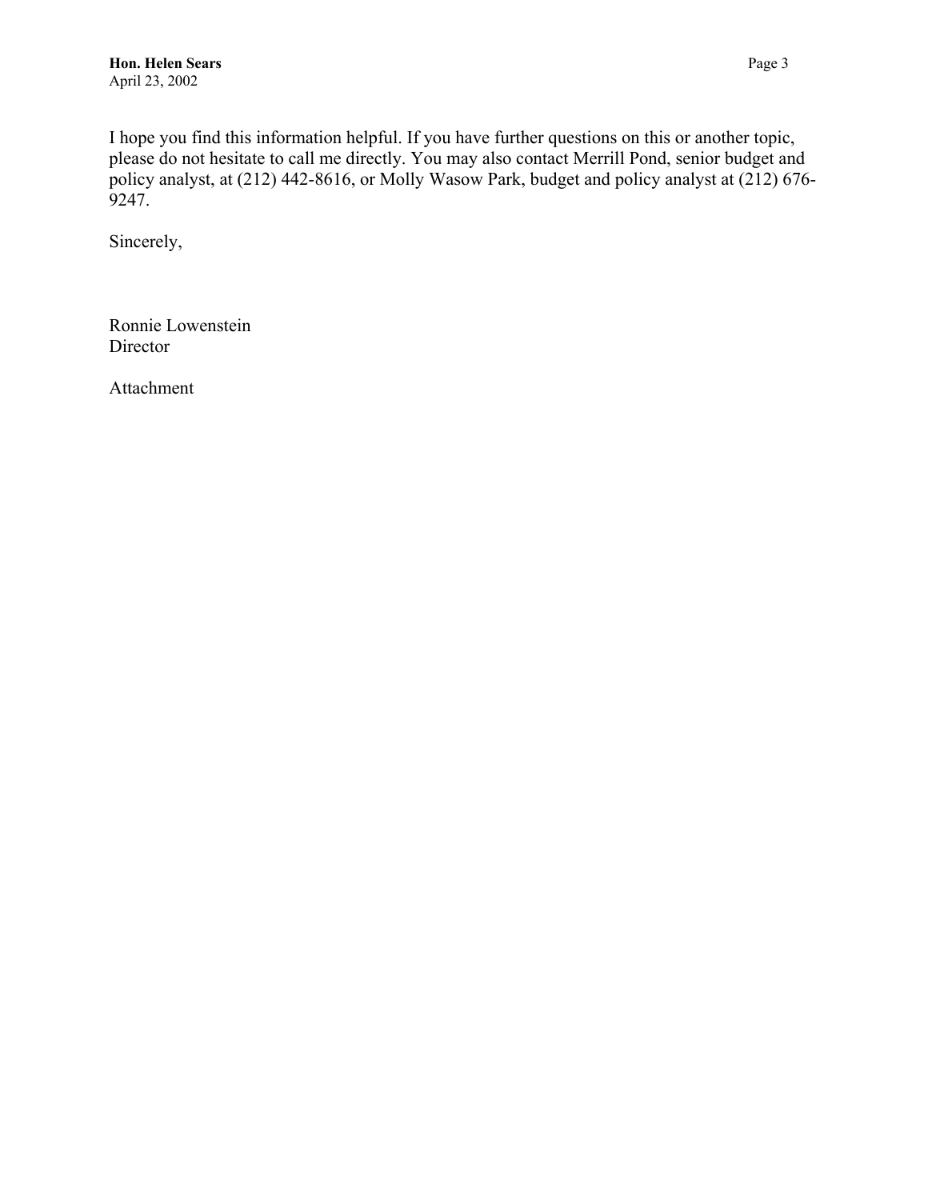I hope you find this information helpful. If you have further questions on this or another topic, please do not hesitate to call me directly. You may also contact Merrill Pond, senior budget and policy analyst, at (212) 442-8616, or Molly Wasow Park, budget and policy analyst at (212) 676-9247.

Sincerely,

Ronnie Lowenstein
Director

Attachment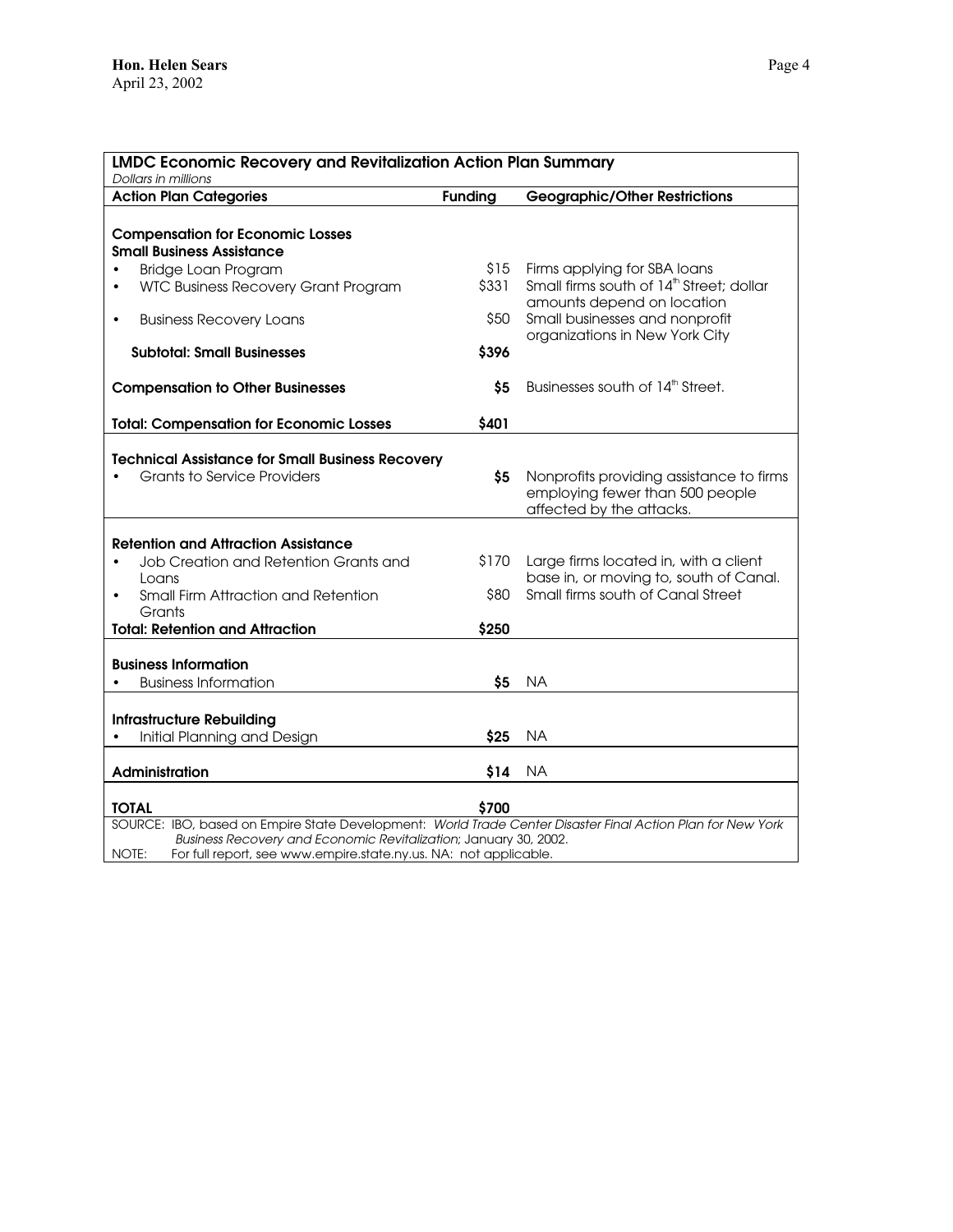**Hon. Helen Sears**
April 23, 2002

| **LMDC Economic Recovery and Revitalization Action Plan Summary** *Dollars in millions* | | |
|---|---|---|
| **Action Plan Categories** | **Funding** | **Geographic/Other Restrictions** |
| **Compensation for Economic Losses** | | |
| **Small Business Assistance** | | |
| • Bridge Loan Program | $15 | Firms applying for SBA loans |
| • WTC Business Recovery Grant Program | $331 | Small firms south of 14th Street; dollar amounts depend on location |
| • Business Recovery Loans | $50 | Small businesses and nonprofit organizations in New York City |
| **Subtotal: Small Businesses** | **$396** | |
| **Compensation to Other Businesses** | **$5** | Businesses south of 14th Street. |
| **Total: Compensation for Economic Losses** | **$401** | |
| **Technical Assistance for Small Business Recovery** | | |
| • Grants to Service Providers | **$5** | Nonprofits providing assistance to firms employing fewer than 500 people affected by the attacks. |
| **Retention and Attraction Assistance** | | |
| • Job Creation and Retention Grants and Loans | $170 | Large firms located in, with a client base in, or moving to, south of Canal. |
| • Small Firm Attraction and Retention Grants | $80 | Small firms south of Canal Street |
| **Total: Retention and Attraction** | **$250** | |
| **Business Information** | | |
| • Business Information | **$5** | NA |
| **Infrastructure Rebuilding** | | |
| • Initial Planning and Design | **$25** | NA |
| **Administration** | **$14** | NA |
| **TOTAL** | **$700** | |

SOURCE: IBO, based on Empire State Development: *World Trade Center Disaster Final Action Plan for New York Business Recovery and Economic Revitalization*; January 30, 2002.
NOTE: For full report, see www.empire.state.ny.us. NA: not applicable.